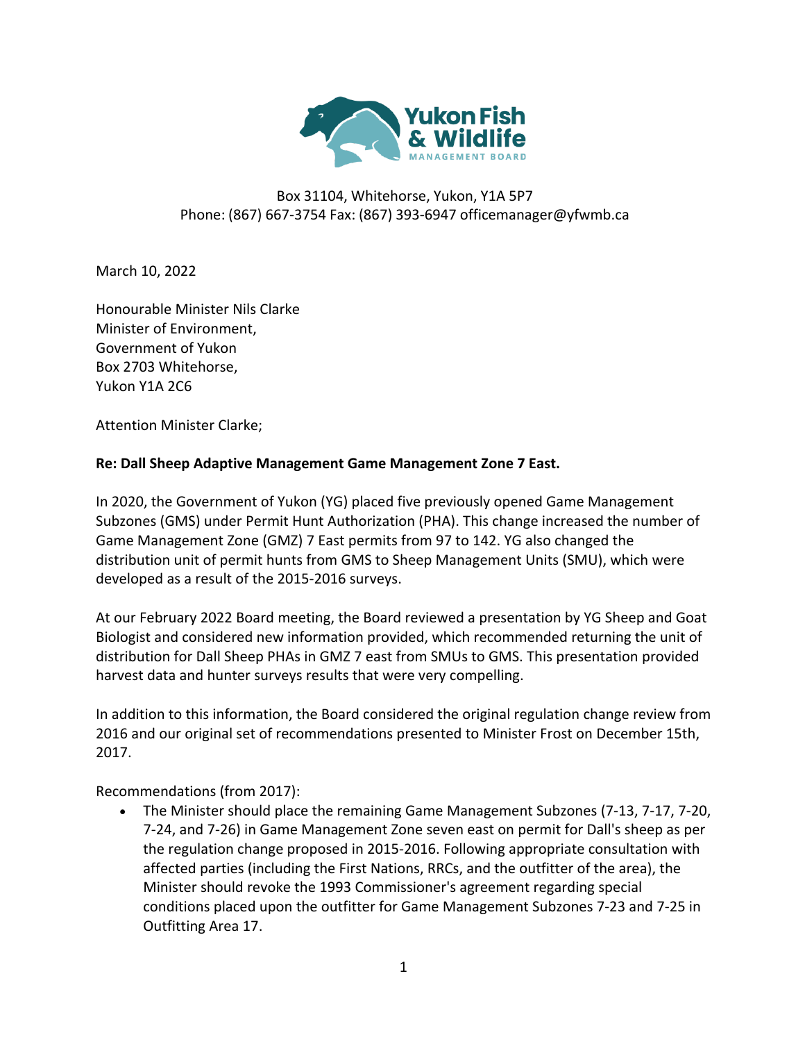Yukon Fish & Wildlife MANAGEMENT BOARD

Box 31104, Whitehorse, Yukon, Y1A 5P7
Phone: (867) 667-3754 Fax: (867) 393-6947 officemanager@yfwmb.ca

March 10, 2022

Honourable Minister Nils Clarke
Minister of Environment,
Government of Yukon
Box 2703 Whitehorse,
Yukon Y1A 2C6

Attention Minister Clarke;

**Re: Dall Sheep Adaptive Management Game Management Zone 7 East.**

In 2020, the Government of Yukon (YG) placed five previously opened Game Management Subzones (GMS) under Permit Hunt Authorization (PHA). This change increased the number of Game Management Zone (GMZ) 7 East permits from 97 to 142. YG also changed the distribution unit of permit hunts from GMS to Sheep Management Units (SMU), which were developed as a result of the 2015-2016 surveys.

At our February 2022 Board meeting, the Board reviewed a presentation by YG Sheep and Goat Biologist and considered new information provided, which recommended returning the unit of distribution for Dall Sheep PHAs in GMZ 7 east from SMUs to GMS. This presentation provided harvest data and hunter surveys results that were very compelling.

In addition to this information, the Board considered the original regulation change review from 2016 and our original set of recommendations presented to Minister Frost on December 15th, 2017.

Recommendations (from 2017):

- The Minister should place the remaining Game Management Subzones (7-13, 7-17, 7-20, 7-24, and 7-26) in Game Management Zone seven east on permit for Dall's sheep as per the regulation change proposed in 2015-2016. Following appropriate consultation with affected parties (including the First Nations, RRCs, and the outfitter of the area), the Minister should revoke the 1993 Commissioner's agreement regarding special conditions placed upon the outfitter for Game Management Subzones 7-23 and 7-25 in Outfitting Area 17.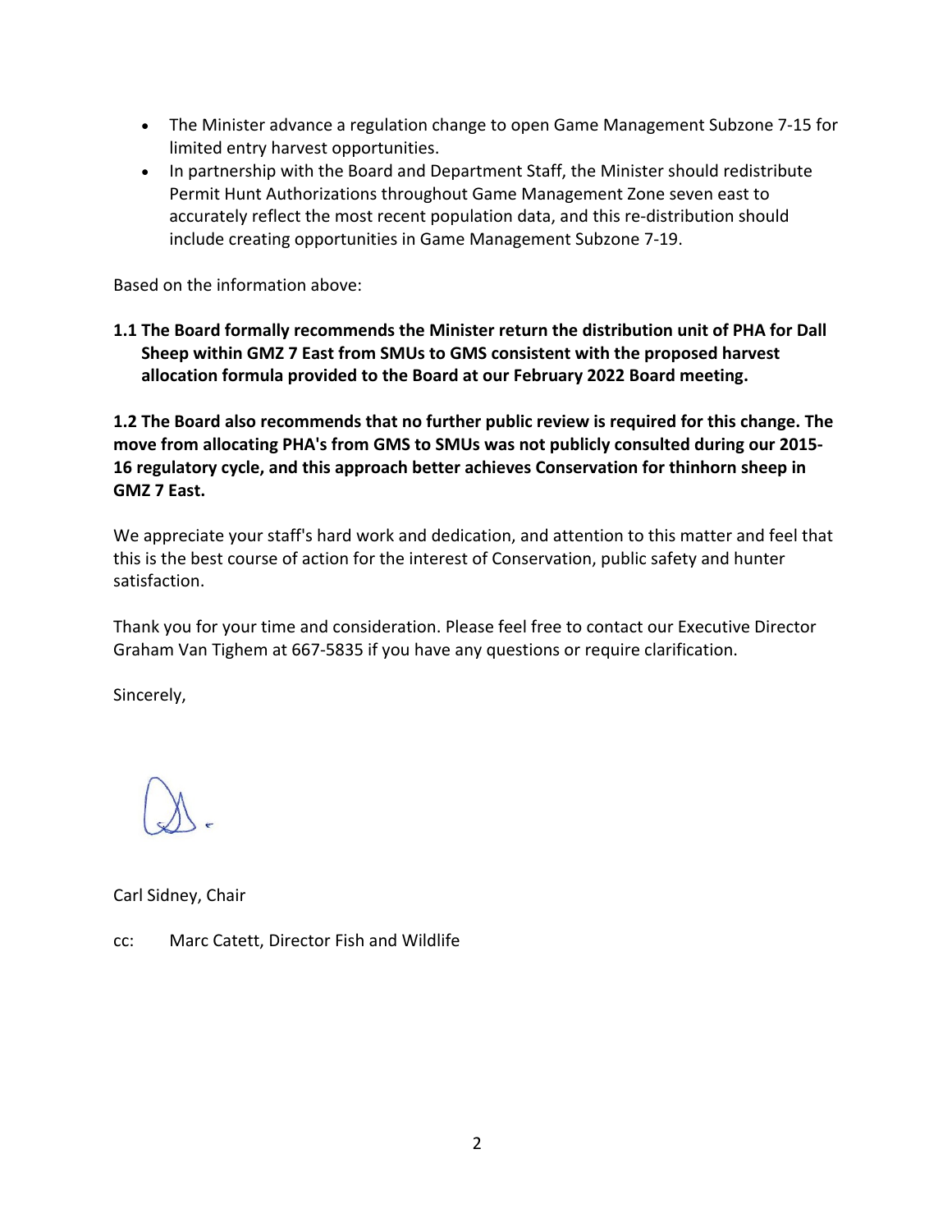- The Minister advance a regulation change to open Game Management Subzone 7-15 for limited entry harvest opportunities.
- In partnership with the Board and Department Staff, the Minister should redistribute Permit Hunt Authorizations throughout Game Management Zone seven east to accurately reflect the most recent population data, and this re-distribution should include creating opportunities in Game Management Subzone 7-19.

Based on the information above:

**1.1 The Board formally recommends the Minister return the distribution unit of PHA for Dall Sheep within GMZ 7 East from SMUs to GMS consistent with the proposed harvest allocation formula provided to the Board at our February 2022 Board meeting.**

**1.2 The Board also recommends that no further public review is required for this change. The move from allocating PHA's from GMS to SMUs was not publicly consulted during our 2015-16 regulatory cycle, and this approach better achieves Conservation for thinhorn sheep in GMZ 7 East.**

We appreciate your staff's hard work and dedication, and attention to this matter and feel that this is the best course of action for the interest of Conservation, public safety and hunter satisfaction.

Thank you for your time and consideration. Please feel free to contact our Executive Director Graham Van Tighem at 667-5835 if you have any questions or require clarification.

Sincerely,

Carl Sidney, Chair

cc: Marc Catett, Director Fish and Wildlife